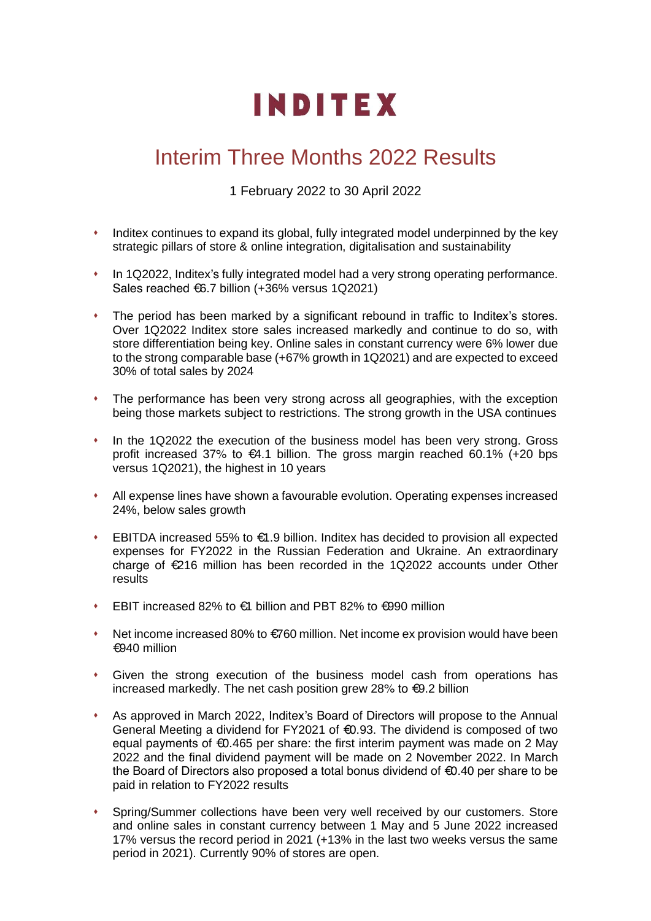# INDITEX

## Interim Three Months 2022 Results

1 February 2022 to 30 April 2022

- Inditex continues to expand its global, fully integrated model underpinned by the key strategic pillars of store & online integration, digitalisation and sustainability
- In 1Q2022, Inditex's fully integrated model had a very strong operating performance. Sales reached €6.7 billion (+36% versus 1Q2021)
- The period has been marked by a significant rebound in traffic to Inditex's stores. Over 1Q2022 Inditex store sales increased markedly and continue to do so, with store differentiation being key. Online sales in constant currency were 6% lower due to the strong comparable base (+67% growth in 1Q2021) and are expected to exceed 30% of total sales by 2024
- The performance has been very strong across all geographies, with the exception being those markets subject to restrictions. The strong growth in the USA continues
- In the 1Q2022 the execution of the business model has been very strong. Gross profit increased 37% to €4.1 billion. The gross margin reached 60.1% (+20 bps versus 1Q2021), the highest in 10 years
- All expense lines have shown a favourable evolution. Operating expenses increased 24%, below sales growth
- EBITDA increased 55% to €1.9 billion. Inditex has decided to provision all expected expenses for FY2022 in the Russian Federation and Ukraine. An extraordinary charge of €216 million has been recorded in the 1Q2022 accounts under Other results
- EBIT increased 82% to €1 billion and PBT 82% to €990 million
- Net income increased 80% to €760 million. Net income ex provision would have been €940 million
- Given the strong execution of the business model cash from operations has increased markedly. The net cash position grew 28% to €9.2 billion
- As approved in March 2022, Inditex's Board of Directors will propose to the Annual General Meeting a dividend for FY2021 of €0.93. The dividend is composed of two equal payments of €0.465 per share: the first interim payment was made on 2 May 2022 and the final dividend payment will be made on 2 November 2022. In March the Board of Directors also proposed a total bonus dividend of €0.40 per share to be paid in relation to FY2022 results
- Spring/Summer collections have been very well received by our customers. Store and online sales in constant currency between 1 May and 5 June 2022 increased 17% versus the record period in 2021 (+13% in the last two weeks versus the same period in 2021). Currently 90% of stores are open.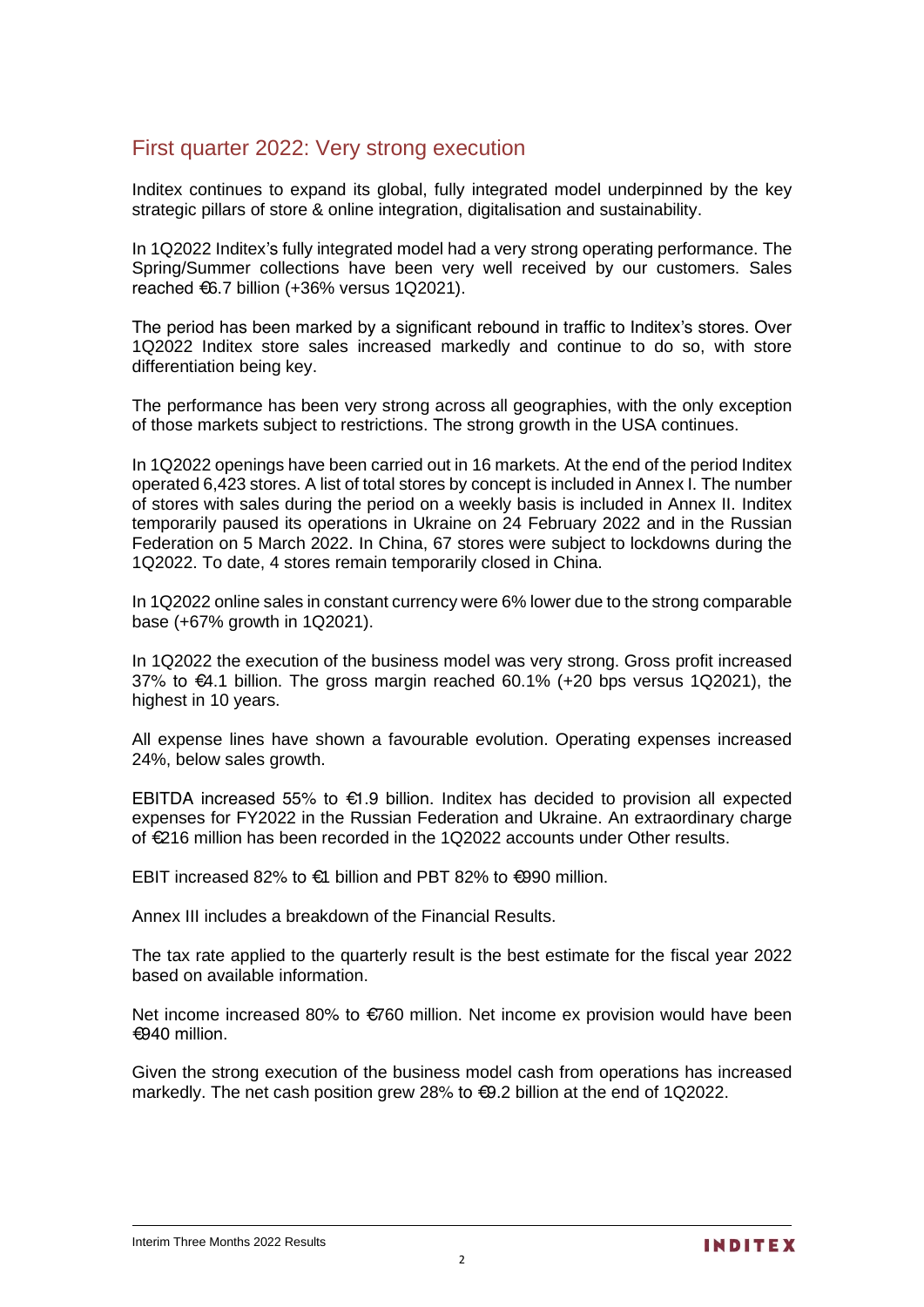## First quarter 2022: Very strong execution

Inditex continues to expand its global, fully integrated model underpinned by the key strategic pillars of store & online integration, digitalisation and sustainability.

In 1Q2022 Inditex's fully integrated model had a very strong operating performance. The Spring/Summer collections have been very well received by our customers. Sales reached €6.7 billion (+36% versus 1Q2021).

The period has been marked by a significant rebound in traffic to Inditex's stores. Over 1Q2022 Inditex store sales increased markedly and continue to do so, with store differentiation being key.

The performance has been very strong across all geographies, with the only exception of those markets subject to restrictions. The strong growth in the USA continues.

In 1Q2022 openings have been carried out in 16 markets. At the end of the period Inditex operated 6,423 stores. A list of total stores by concept is included in Annex I. The number of stores with sales during the period on a weekly basis is included in Annex II. Inditex temporarily paused its operations in Ukraine on 24 February 2022 and in the Russian Federation on 5 March 2022. In China, 67 stores were subject to lockdowns during the 1Q2022. To date, 4 stores remain temporarily closed in China.

In 1Q2022 online sales in constant currency were 6% lower due to the strong comparable base (+67% growth in 1Q2021).

In 1Q2022 the execution of the business model was very strong. Gross profit increased 37% to €4.1 billion. The gross margin reached 60.1% (+20 bps versus 1Q2021), the highest in 10 years.

All expense lines have shown a favourable evolution. Operating expenses increased 24%, below sales growth.

EBITDA increased 55% to €1.9 billion. Inditex has decided to provision all expected expenses for FY2022 in the Russian Federation and Ukraine. An extraordinary charge of €216 million has been recorded in the 1Q2022 accounts under Other results.

EBIT increased 82% to €1 billion and PBT 82% to €990 million.

Annex III includes a breakdown of the Financial Results.

The tax rate applied to the quarterly result is the best estimate for the fiscal year 2022 based on available information.

Net income increased 80% to €760 million. Net income ex provision would have been €940 million.

Given the strong execution of the business model cash from operations has increased markedly. The net cash position grew 28% to €9.2 billion at the end of 1Q2022.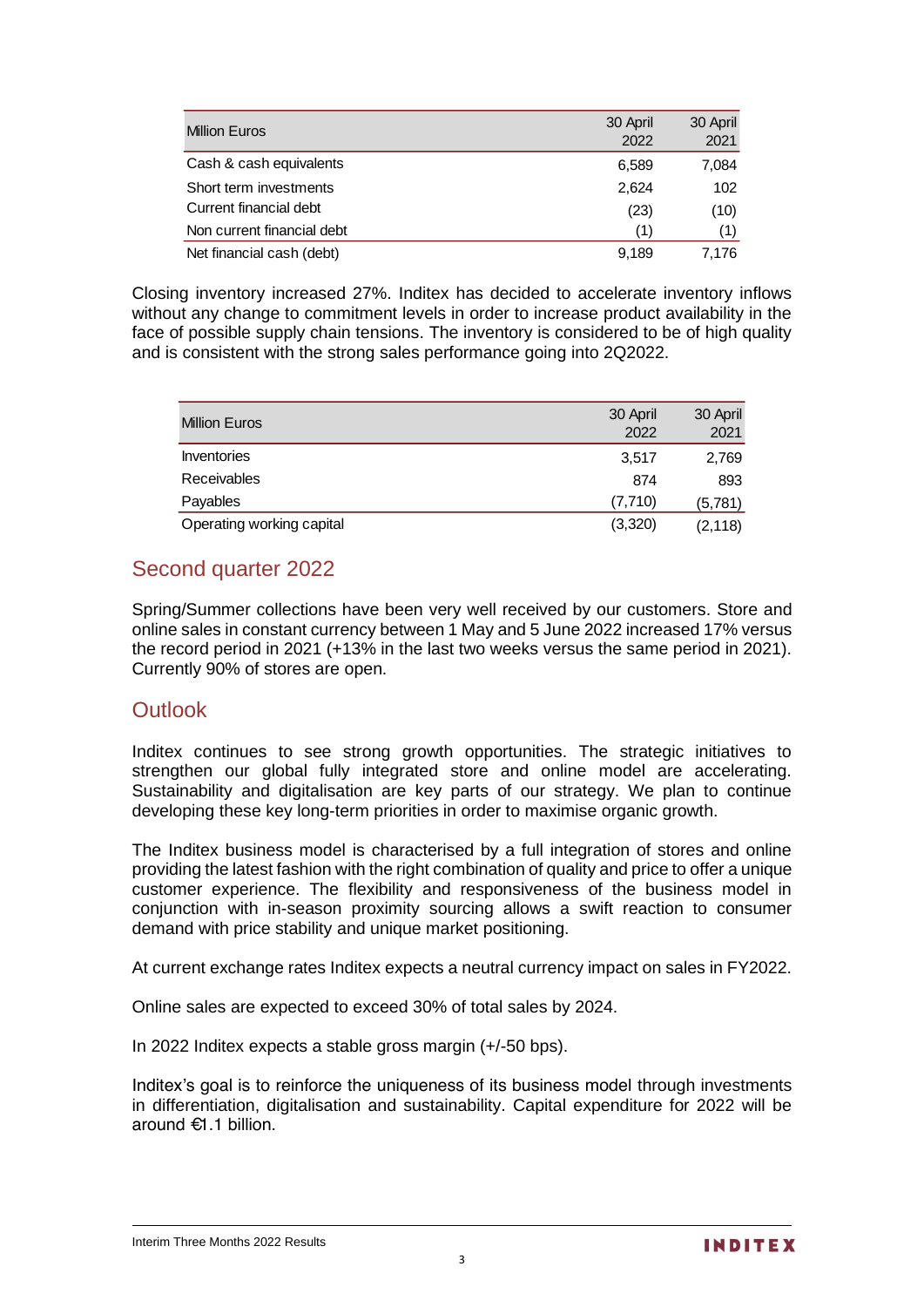| Million Euros | 30 April 2022 | 30 April 2021 |
|---|---|---|
| Cash & cash equivalents | 6,589 | 7,084 |
| Short term investments | 2,624 | 102 |
| Current financial debt | (23) | (10) |
| Non current financial debt | (1) | (1) |
| Net financial cash (debt) | 9,189 | 7,176 |

Closing inventory increased 27%. Inditex has decided to accelerate inventory inflows without any change to commitment levels in order to increase product availability in the face of possible supply chain tensions. The inventory is considered to be of high quality and is consistent with the strong sales performance going into 2Q2022.

| Million Euros | 30 April 2022 | 30 April 2021 |
|---|---|---|
| Inventories | 3,517 | 2,769 |
| Receivables | 874 | 893 |
| Payables | (7,710) | (5,781) |
| Operating working capital | (3,320) | (2,118) |

## Second quarter 2022

Spring/Summer collections have been very well received by our customers. Store and online sales in constant currency between 1 May and 5 June 2022 increased 17% versus the record period in 2021 (+13% in the last two weeks versus the same period in 2021). Currently 90% of stores are open.

## Outlook

Inditex continues to see strong growth opportunities. The strategic initiatives to strengthen our global fully integrated store and online model are accelerating. Sustainability and digitalisation are key parts of our strategy. We plan to continue developing these key long-term priorities in order to maximise organic growth.

The Inditex business model is characterised by a full integration of stores and online providing the latest fashion with the right combination of quality and price to offer a unique customer experience. The flexibility and responsiveness of the business model in conjunction with in-season proximity sourcing allows a swift reaction to consumer demand with price stability and unique market positioning.

At current exchange rates Inditex expects a neutral currency impact on sales in FY2022.

Online sales are expected to exceed 30% of total sales by 2024.

In 2022 Inditex expects a stable gross margin (+/-50 bps).

Inditex's goal is to reinforce the uniqueness of its business model through investments in differentiation, digitalisation and sustainability. Capital expenditure for 2022 will be around €1.1 billion.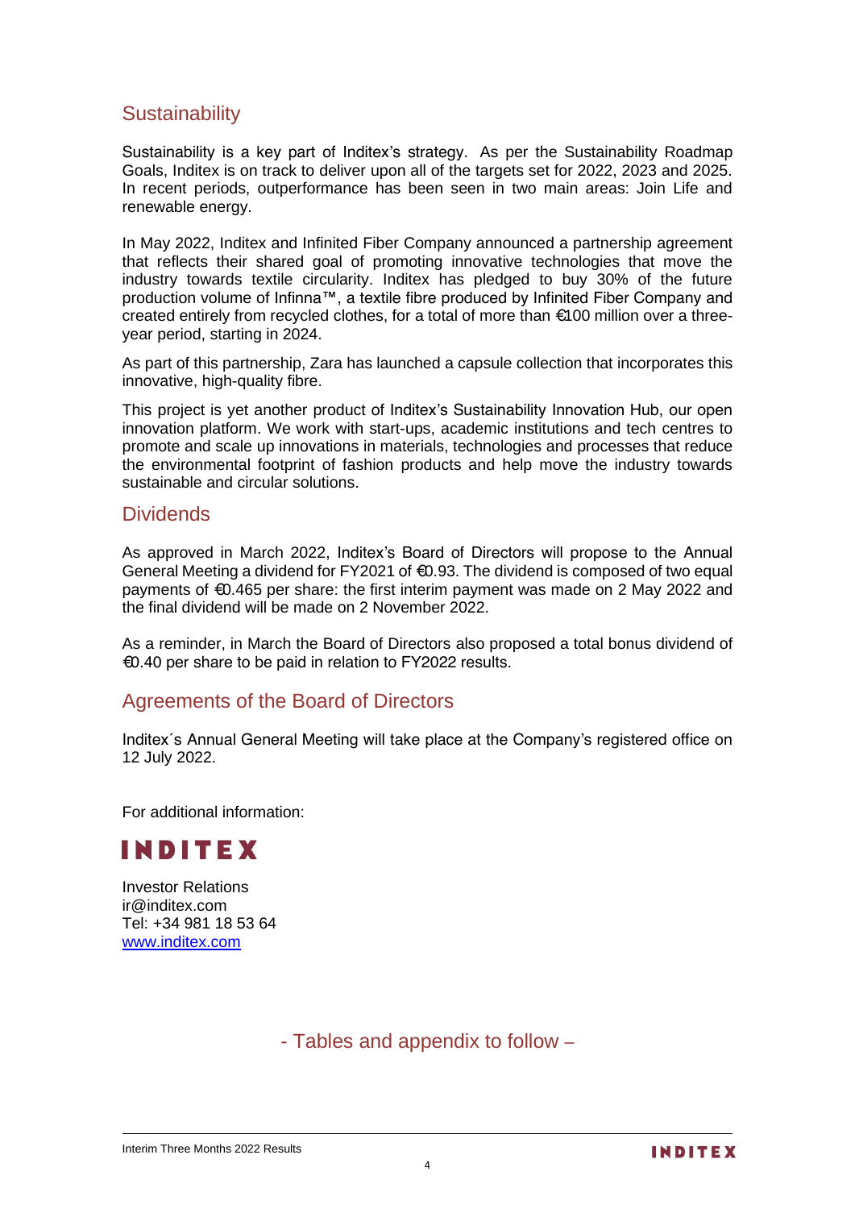## Sustainability

Sustainability is a key part of Inditex's strategy. As per the Sustainability Roadmap Goals, Inditex is on track to deliver upon all of the targets set for 2022, 2023 and 2025. In recent periods, outperformance has been seen in two main areas: Join Life and renewable energy.

In May 2022, Inditex and Infinited Fiber Company announced a partnership agreement that reflects their shared goal of promoting innovative technologies that move the industry towards textile circularity. Inditex has pledged to buy 30% of the future production volume of Infinna™, a textile fibre produced by Infinited Fiber Company and created entirely from recycled clothes, for a total of more than €100 million over a three-year period, starting in 2024.

As part of this partnership, Zara has launched a capsule collection that incorporates this innovative, high-quality fibre.

This project is yet another product of Inditex's Sustainability Innovation Hub, our open innovation platform. We work with start-ups, academic institutions and tech centres to promote and scale up innovations in materials, technologies and processes that reduce the environmental footprint of fashion products and help move the industry towards sustainable and circular solutions.

## Dividends

As approved in March 2022, Inditex's Board of Directors will propose to the Annual General Meeting a dividend for FY2021 of €0.93. The dividend is composed of two equal payments of €0.465 per share: the first interim payment was made on 2 May 2022 and the final dividend will be made on 2 November 2022.

As a reminder, in March the Board of Directors also proposed a total bonus dividend of €0.40 per share to be paid in relation to FY2022 results.

## Agreements of the Board of Directors

Inditex´s Annual General Meeting will take place at the Company's registered office on 12 July 2022.

For additional information:

**INDITEX**

Investor Relations
ir@inditex.com
Tel: +34 981 18 53 64
www.inditex.com

- Tables and appendix to follow –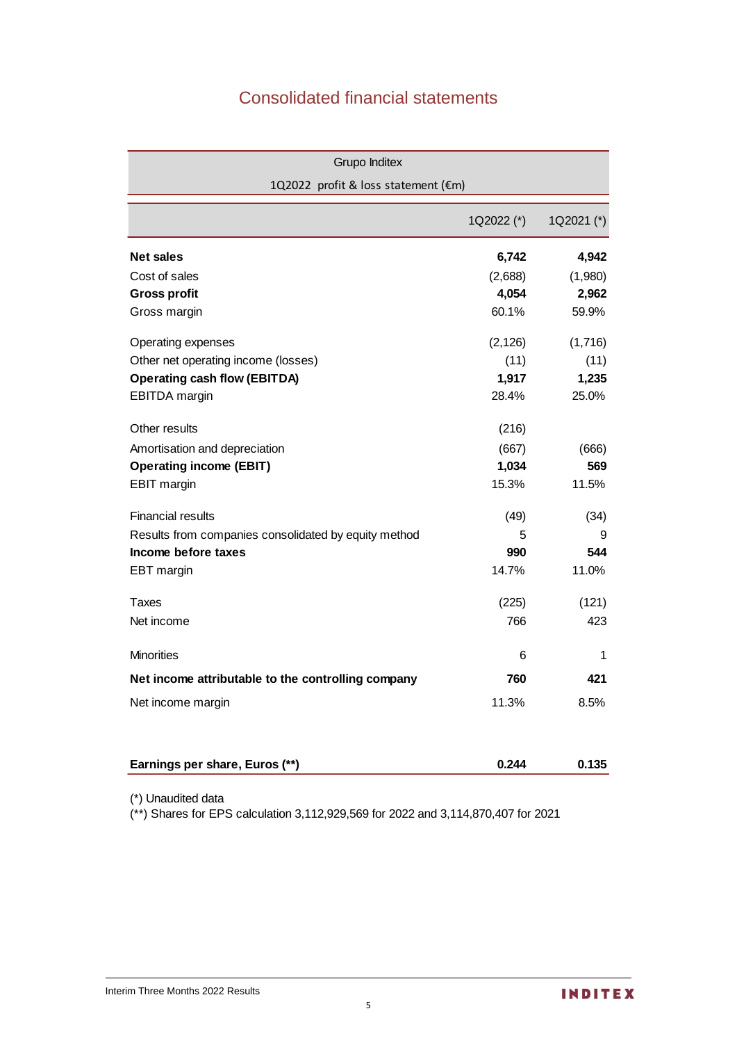# Consolidated financial statements

Grupo Inditex

1Q2022 profit & loss statement (€m)

| | 1Q2022 (*) | 1Q2021 (*) |
|---|---|---|
| **Net sales** | **6,742** | **4,942** |
| Cost of sales | (2,688) | (1,980) |
| **Gross profit** | **4,054** | **2,962** |
| Gross margin | 60.1% | 59.9% |
| Operating expenses | (2,126) | (1,716) |
| Other net operating income (losses) | (11) | (11) |
| **Operating cash flow (EBITDA)** | **1,917** | **1,235** |
| EBITDA margin | 28.4% | 25.0% |
| Other results | (216) | |
| Amortisation and depreciation | (667) | (666) |
| **Operating income (EBIT)** | **1,034** | **569** |
| EBIT margin | 15.3% | 11.5% |
| Financial results | (49) | (34) |
| Results from companies consolidated by equity method | 5 | 9 |
| **Income before taxes** | **990** | **544** |
| EBT margin | 14.7% | 11.0% |
| Taxes | (225) | (121) |
| Net income | 766 | 423 |
| Minorities | 6 | 1 |
| **Net income attributable to the controlling company** | **760** | **421** |
| Net income margin | 11.3% | 8.5% |
| **Earnings per share, Euros (**)** | **0.244** | **0.135** |

(*) Unaudited data

(**) Shares for EPS calculation 3,112,929,569 for 2022 and 3,114,870,407 for 2021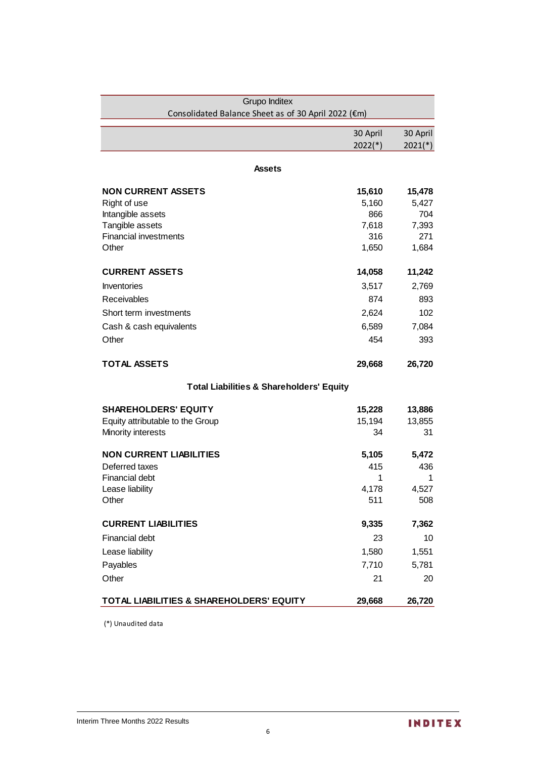| Grupo Inditex<br>Consolidated Balance Sheet as of 30 April 2022 (€m) | | |
|---|---|---|
| | 30 April 2022(*) | 30 April 2021(*) |
| **Assets** | | |
| **NON CURRENT ASSETS** | **15,610** | **15,478** |
| Right of use | 5,160 | 5,427 |
| Intangible assets | 866 | 704 |
| Tangible assets | 7,618 | 7,393 |
| Financial investments | 316 | 271 |
| Other | 1,650 | 1,684 |
| **CURRENT ASSETS** | **14,058** | **11,242** |
| Inventories | 3,517 | 2,769 |
| Receivables | 874 | 893 |
| Short term investments | 2,624 | 102 |
| Cash & cash equivalents | 6,589 | 7,084 |
| Other | 454 | 393 |
| **TOTAL ASSETS** | **29,668** | **26,720** |
| **Total Liabilities & Shareholders' Equity** | | |
| **SHAREHOLDERS' EQUITY** | **15,228** | **13,886** |
| Equity attributable to the Group | 15,194 | 13,855 |
| Minority interests | 34 | 31 |
| **NON CURRENT LIABILITIES** | **5,105** | **5,472** |
| Deferred taxes | 415 | 436 |
| Financial debt | 1 | 1 |
| Lease liability | 4,178 | 4,527 |
| Other | 511 | 508 |
| **CURRENT LIABILITIES** | **9,335** | **7,362** |
| Financial debt | 23 | 10 |
| Lease liability | 1,580 | 1,551 |
| Payables | 7,710 | 5,781 |
| Other | 21 | 20 |
| **TOTAL LIABILITIES & SHAREHOLDERS' EQUITY** | **29,668** | **26,720** |

(*) Unaudited data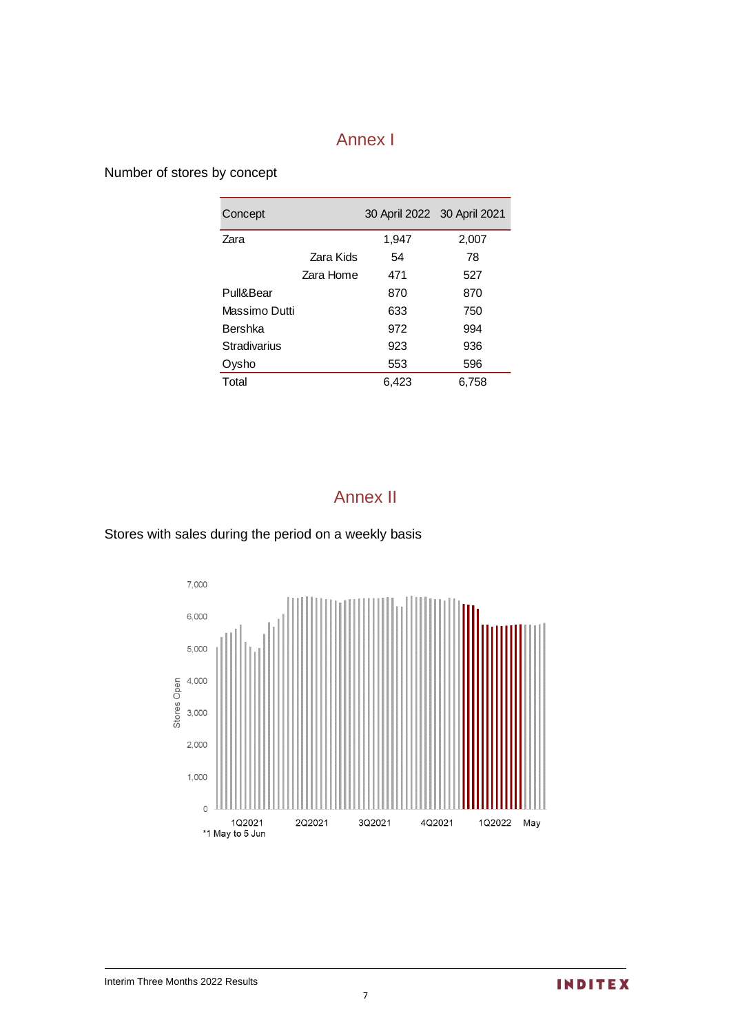# Annex I

Number of stores by concept

| Concept | | 30 April 2022 | 30 April 2021 |
|---|---|---|---|
| Zara | | 1,947 | 2,007 |
| | Zara Kids | 54 | 78 |
| | Zara Home | 471 | 527 |
| Pull&Bear | | 870 | 870 |
| Massimo Dutti | | 633 | 750 |
| Bershka | | 972 | 994 |
| Stradivarius | | 923 | 936 |
| Oysho | | 553 | 596 |
| Total | | 6,423 | 6,758 |

# Annex II

Stores with sales during the period on a weekly basis

7,000
6,000
5,000
4,000
3,000
2,000
1,000
0

Stores Open

1Q2021 2Q2021 3Q2021 4Q2021 1Q2022 May

*1 May to 5 Jun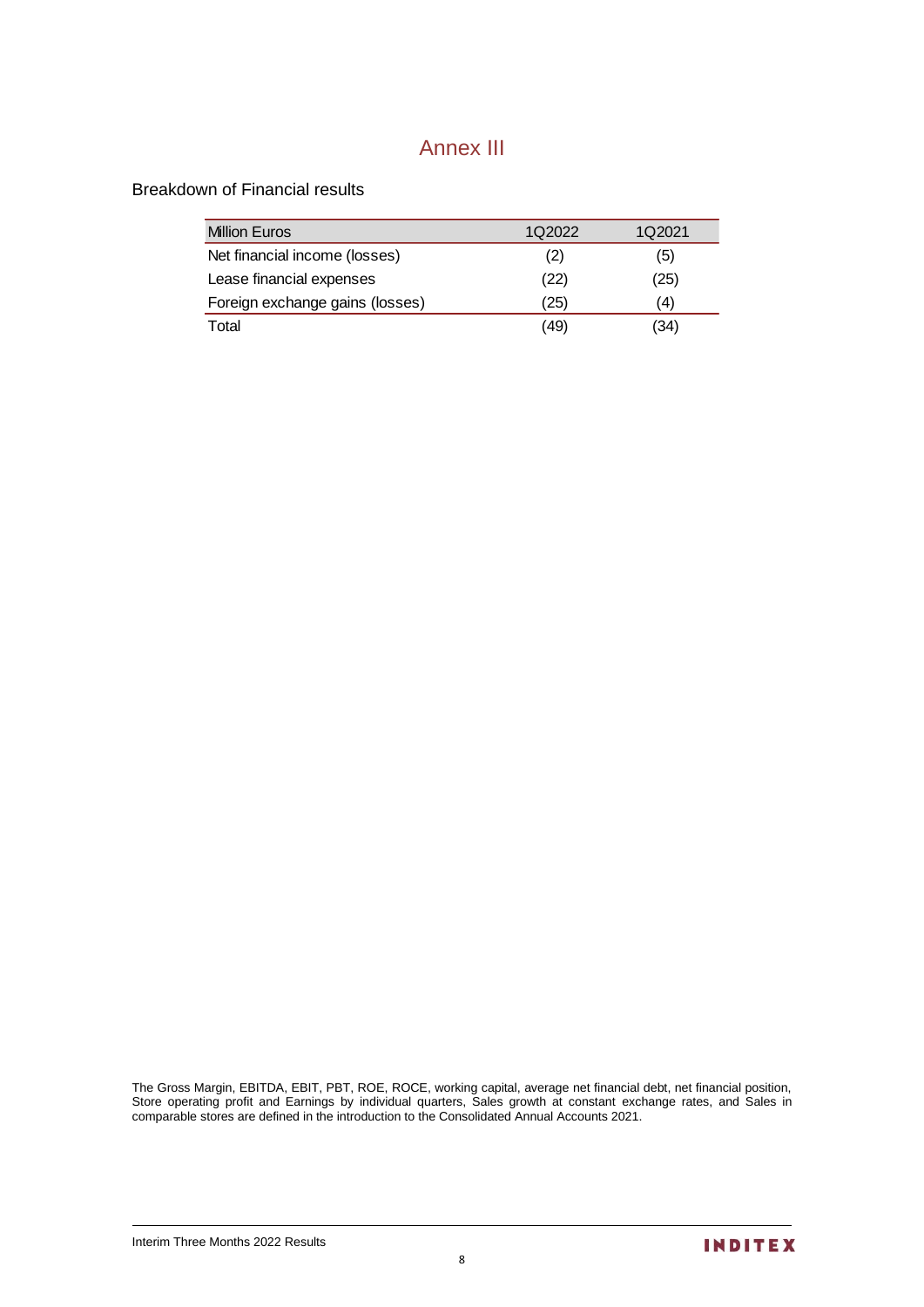# Annex III

## Breakdown of Financial results

| Million Euros | 1Q2022 | 1Q2021 |
|---|---|---|
| Net financial income (losses) | (2) | (5) |
| Lease financial expenses | (22) | (25) |
| Foreign exchange gains (losses) | (25) | (4) |
| Total | (49) | (34) |

The Gross Margin, EBITDA, EBIT, PBT, ROE, ROCE, working capital, average net financial debt, net financial position, Store operating profit and Earnings by individual quarters, Sales growth at constant exchange rates, and Sales in comparable stores are defined in the introduction to the Consolidated Annual Accounts 2021.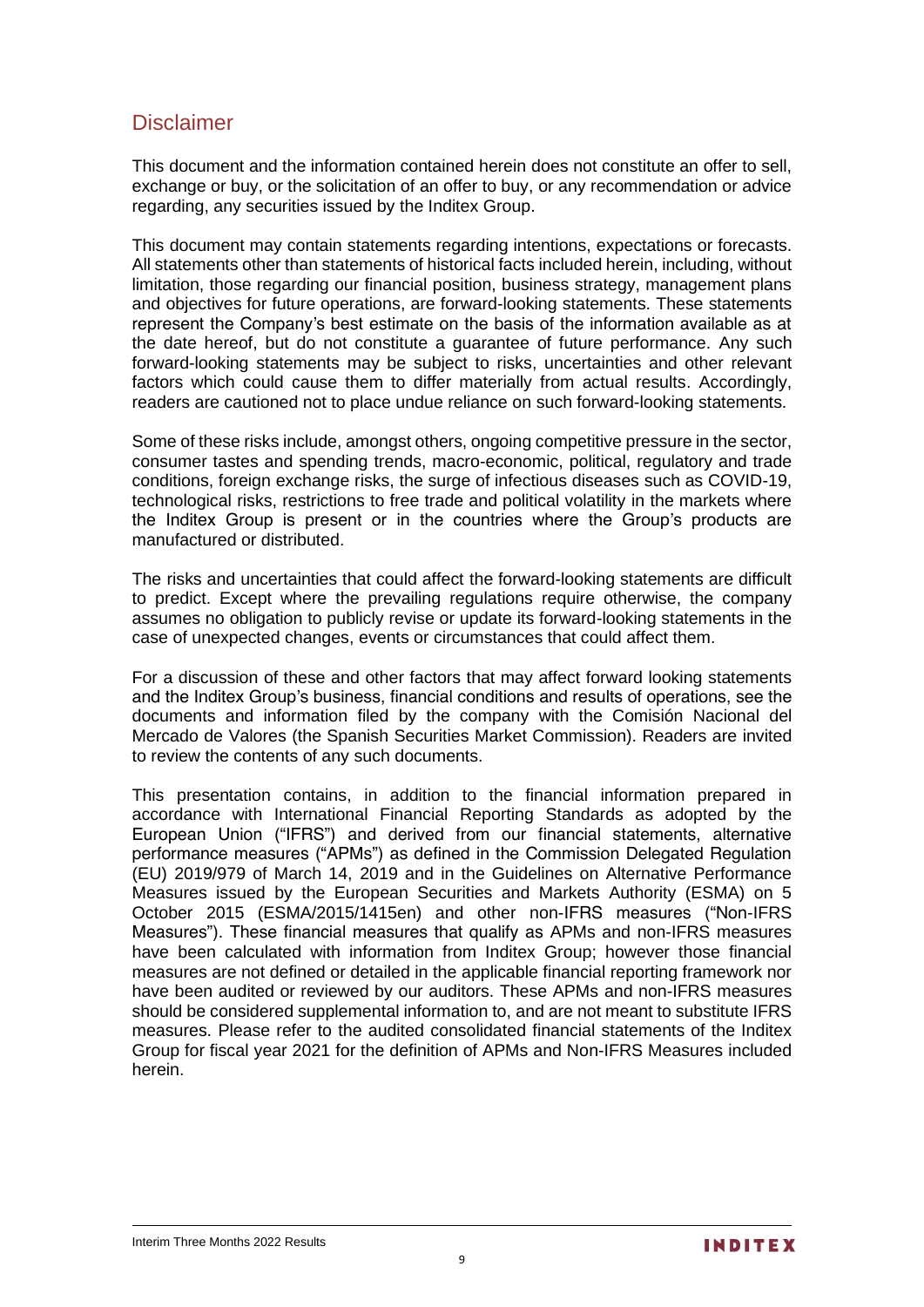## Disclaimer

This document and the information contained herein does not constitute an offer to sell, exchange or buy, or the solicitation of an offer to buy, or any recommendation or advice regarding, any securities issued by the Inditex Group.

This document may contain statements regarding intentions, expectations or forecasts. All statements other than statements of historical facts included herein, including, without limitation, those regarding our financial position, business strategy, management plans and objectives for future operations, are forward-looking statements. These statements represent the Company's best estimate on the basis of the information available as at the date hereof, but do not constitute a guarantee of future performance. Any such forward-looking statements may be subject to risks, uncertainties and other relevant factors which could cause them to differ materially from actual results. Accordingly, readers are cautioned not to place undue reliance on such forward-looking statements.

Some of these risks include, amongst others, ongoing competitive pressure in the sector, consumer tastes and spending trends, macro-economic, political, regulatory and trade conditions, foreign exchange risks, the surge of infectious diseases such as COVID-19, technological risks, restrictions to free trade and political volatility in the markets where the Inditex Group is present or in the countries where the Group's products are manufactured or distributed.

The risks and uncertainties that could affect the forward-looking statements are difficult to predict. Except where the prevailing regulations require otherwise, the company assumes no obligation to publicly revise or update its forward-looking statements in the case of unexpected changes, events or circumstances that could affect them.

For a discussion of these and other factors that may affect forward looking statements and the Inditex Group's business, financial conditions and results of operations, see the documents and information filed by the company with the Comisión Nacional del Mercado de Valores (the Spanish Securities Market Commission). Readers are invited to review the contents of any such documents.

This presentation contains, in addition to the financial information prepared in accordance with International Financial Reporting Standards as adopted by the European Union ("IFRS") and derived from our financial statements, alternative performance measures ("APMs") as defined in the Commission Delegated Regulation (EU) 2019/979 of March 14, 2019 and in the Guidelines on Alternative Performance Measures issued by the European Securities and Markets Authority (ESMA) on 5 October 2015 (ESMA/2015/1415en) and other non-IFRS measures ("Non-IFRS Measures"). These financial measures that qualify as APMs and non-IFRS measures have been calculated with information from Inditex Group; however those financial measures are not defined or detailed in the applicable financial reporting framework nor have been audited or reviewed by our auditors. These APMs and non-IFRS measures should be considered supplemental information to, and are not meant to substitute IFRS measures. Please refer to the audited consolidated financial statements of the Inditex Group for fiscal year 2021 for the definition of APMs and Non-IFRS Measures included herein.